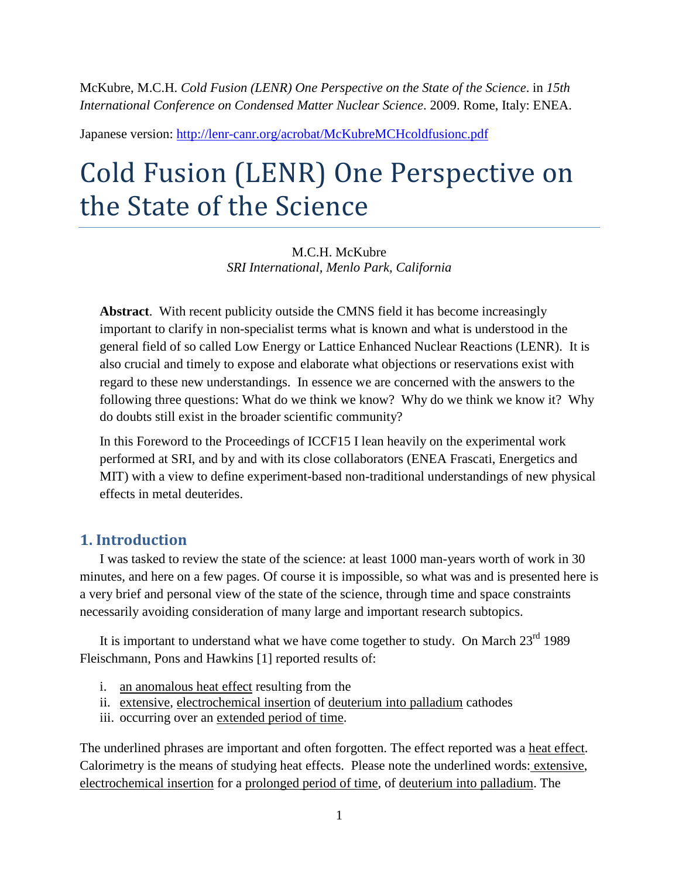McKubre, M.C.H. *Cold Fusion (LENR) One Perspective on the State of the Science*. in *15th International Conference on Condensed Matter Nuclear Science*. 2009. Rome, Italy: ENEA.

Japanese version: http://lenr-canr.org/acrobat/McKubreMCHcoldfusionc.pdf

# Cold Fusion (LENR) One Perspective on the State of the Science

M.C.H. McKubre
*SRI International, Menlo Park, California*

**Abstract**. With recent publicity outside the CMNS field it has become increasingly important to clarify in non-specialist terms what is known and what is understood in the general field of so called Low Energy or Lattice Enhanced Nuclear Reactions (LENR). It is also crucial and timely to expose and elaborate what objections or reservations exist with regard to these new understandings. In essence we are concerned with the answers to the following three questions: What do we think we know? Why do we think we know it? Why do doubts still exist in the broader scientific community?

In this Foreword to the Proceedings of ICCF15 I lean heavily on the experimental work performed at SRI, and by and with its close collaborators (ENEA Frascati, Energetics and MIT) with a view to define experiment-based non-traditional understandings of new physical effects in metal deuterides.

## 1. Introduction

I was tasked to review the state of the science: at least 1000 man-years worth of work in 30 minutes, and here on a few pages. Of course it is impossible, so what was and is presented here is a very brief and personal view of the state of the science, through time and space constraints necessarily avoiding consideration of many large and important research subtopics.

It is important to understand what we have come together to study. On March 23rd 1989 Fleischmann, Pons and Hawkins [1] reported results of:

i. <u>an anomalous heat effect</u> resulting from the
ii. <u>extensive</u>, <u>electrochemical insertion</u> of <u>deuterium into palladium</u> cathodes
iii. occurring over an <u>extended period of time</u>.

The underlined phrases are important and often forgotten. The effect reported was a <u>heat effect</u>. Calorimetry is the means of studying heat effects. Please note the underlined words: <u>extensive</u>, <u>electrochemical insertion</u> for a <u>prolonged period of time</u>, of <u>deuterium into palladium</u>. The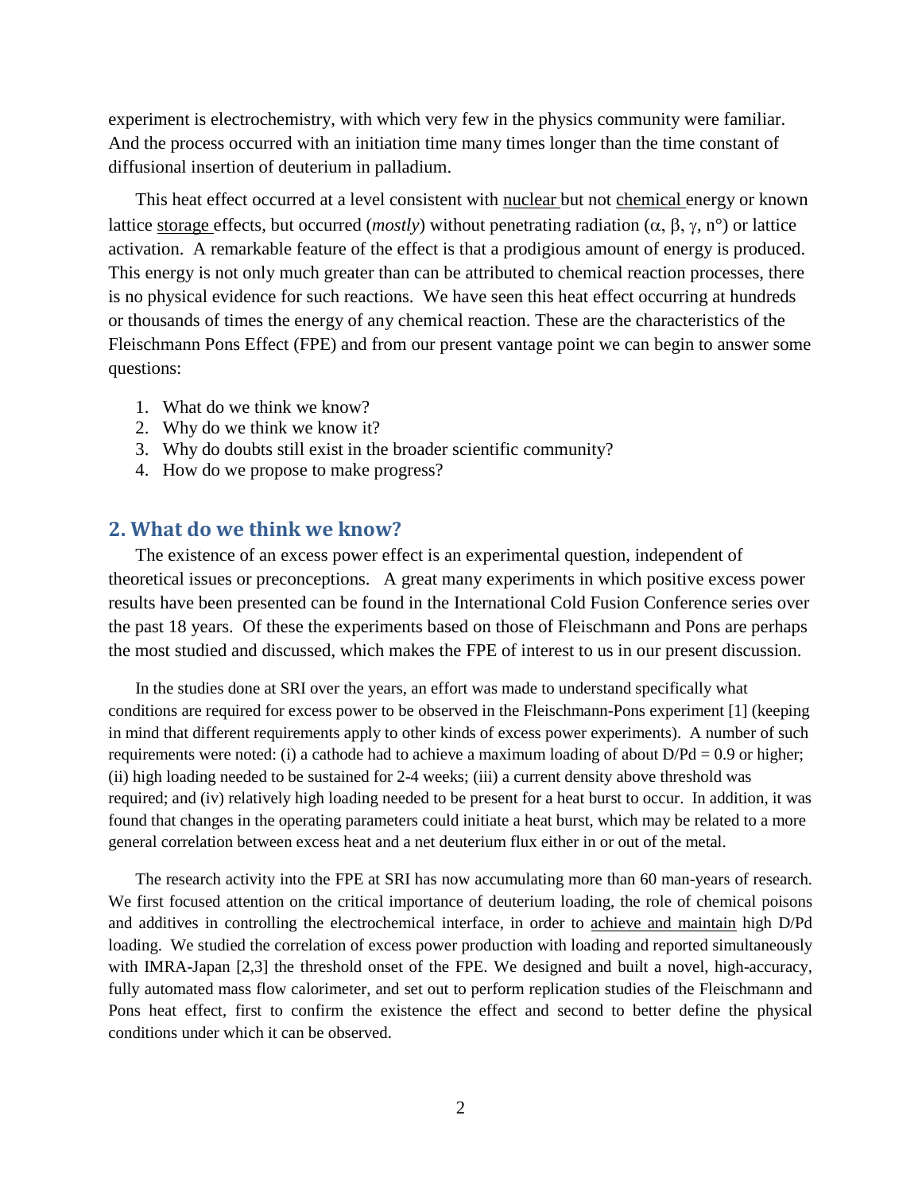experiment is electrochemistry, with which very few in the physics community were familiar. And the process occurred with an initiation time many times longer than the time constant of diffusional insertion of deuterium in palladium.

This heat effect occurred at a level consistent with nuclear but not chemical energy or known lattice storage effects, but occurred (*mostly*) without penetrating radiation ($\alpha$, $\beta$, $\gamma$, n°) or lattice activation. A remarkable feature of the effect is that a prodigious amount of energy is produced. This energy is not only much greater than can be attributed to chemical reaction processes, there is no physical evidence for such reactions. We have seen this heat effect occurring at hundreds or thousands of times the energy of any chemical reaction. These are the characteristics of the Fleischmann Pons Effect (FPE) and from our present vantage point we can begin to answer some questions:

1. What do we think we know?
2. Why do we think we know it?
3. Why do doubts still exist in the broader scientific community?
4. How do we propose to make progress?

## 2. What do we think we know?

The existence of an excess power effect is an experimental question, independent of theoretical issues or preconceptions. A great many experiments in which positive excess power results have been presented can be found in the International Cold Fusion Conference series over the past 18 years. Of these the experiments based on those of Fleischmann and Pons are perhaps the most studied and discussed, which makes the FPE of interest to us in our present discussion.

In the studies done at SRI over the years, an effort was made to understand specifically what conditions are required for excess power to be observed in the Fleischmann-Pons experiment [1] (keeping in mind that different requirements apply to other kinds of excess power experiments). A number of such requirements were noted: (i) a cathode had to achieve a maximum loading of about D/Pd = 0.9 or higher; (ii) high loading needed to be sustained for 2-4 weeks; (iii) a current density above threshold was required; and (iv) relatively high loading needed to be present for a heat burst to occur. In addition, it was found that changes in the operating parameters could initiate a heat burst, which may be related to a more general correlation between excess heat and a net deuterium flux either in or out of the metal.

The research activity into the FPE at SRI has now accumulating more than 60 man-years of research. We first focused attention on the critical importance of deuterium loading, the role of chemical poisons and additives in controlling the electrochemical interface, in order to achieve and maintain high D/Pd loading. We studied the correlation of excess power production with loading and reported simultaneously with IMRA-Japan [2,3] the threshold onset of the FPE. We designed and built a novel, high-accuracy, fully automated mass flow calorimeter, and set out to perform replication studies of the Fleischmann and Pons heat effect, first to confirm the existence the effect and second to better define the physical conditions under which it can be observed.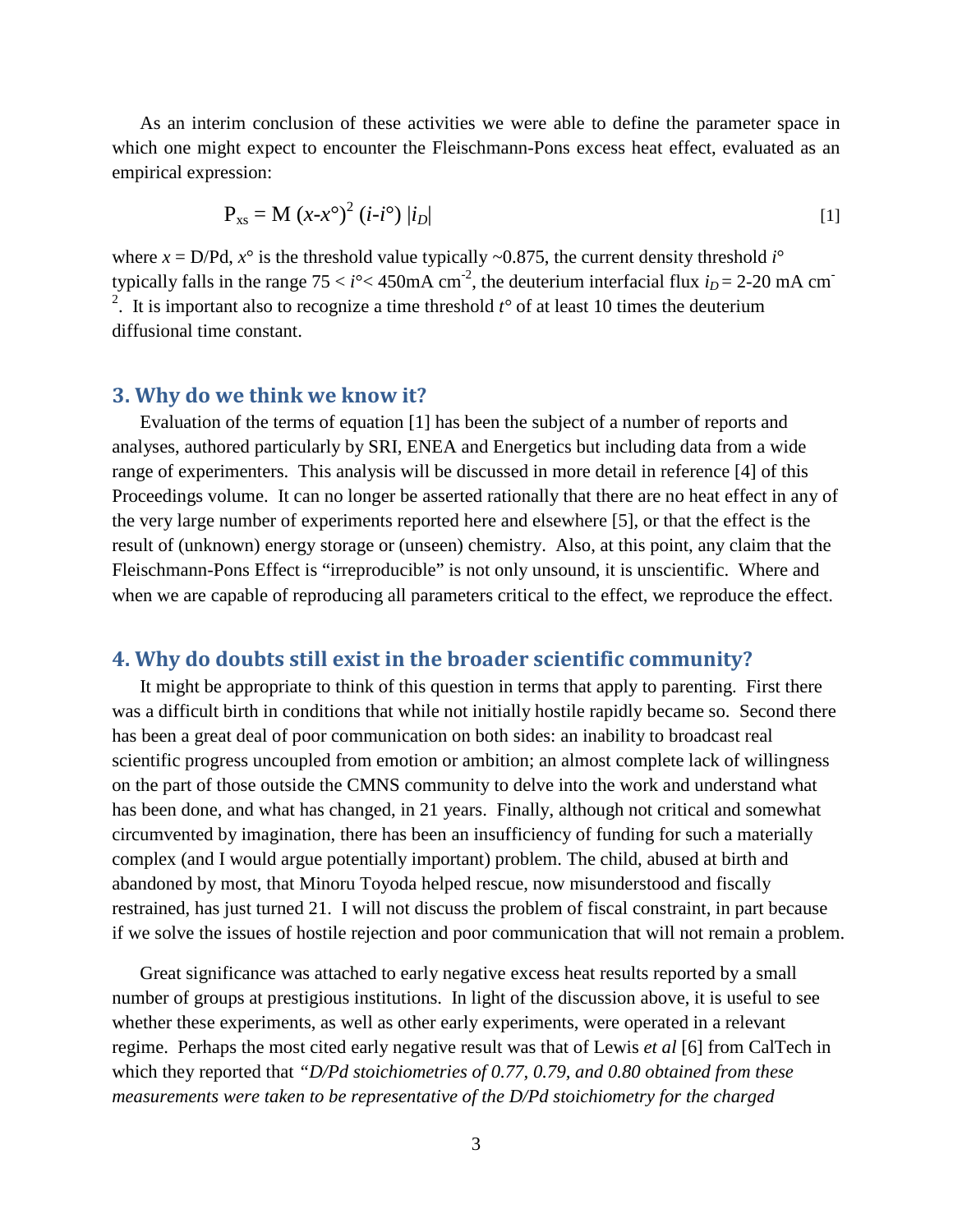As an interim conclusion of these activities we were able to define the parameter space in which one might expect to encounter the Fleischmann-Pons excess heat effect, evaluated as an empirical expression:

$$P_{xs} = M\,(x-x°)^2\,(i-i°)\,|i_D| \qquad [1]$$

where $x = D/Pd$, $x°$ is the threshold value typically ~0.875, the current density threshold $i°$ typically falls in the range $75 < i° < 450 \text{mA cm}^{-2}$, the deuterium interfacial flux $i_D = 2\text{-}20 \text{ mA cm}^{-2}$. It is important also to recognize a time threshold $t°$ of at least 10 times the deuterium diffusional time constant.

## 3. Why do we think we know it?

Evaluation of the terms of equation [1] has been the subject of a number of reports and analyses, authored particularly by SRI, ENEA and Energetics but including data from a wide range of experimenters. This analysis will be discussed in more detail in reference [4] of this Proceedings volume. It can no longer be asserted rationally that there are no heat effect in any of the very large number of experiments reported here and elsewhere [5], or that the effect is the result of (unknown) energy storage or (unseen) chemistry. Also, at this point, any claim that the Fleischmann-Pons Effect is "irreproducible" is not only unsound, it is unscientific. Where and when we are capable of reproducing all parameters critical to the effect, we reproduce the effect.

## 4. Why do doubts still exist in the broader scientific community?

It might be appropriate to think of this question in terms that apply to parenting. First there was a difficult birth in conditions that while not initially hostile rapidly became so. Second there has been a great deal of poor communication on both sides: an inability to broadcast real scientific progress uncoupled from emotion or ambition; an almost complete lack of willingness on the part of those outside the CMNS community to delve into the work and understand what has been done, and what has changed, in 21 years. Finally, although not critical and somewhat circumvented by imagination, there has been an insufficiency of funding for such a materially complex (and I would argue potentially important) problem. The child, abused at birth and abandoned by most, that Minoru Toyoda helped rescue, now misunderstood and fiscally restrained, has just turned 21. I will not discuss the problem of fiscal constraint, in part because if we solve the issues of hostile rejection and poor communication that will not remain a problem.

Great significance was attached to early negative excess heat results reported by a small number of groups at prestigious institutions. In light of the discussion above, it is useful to see whether these experiments, as well as other early experiments, were operated in a relevant regime. Perhaps the most cited early negative result was that of Lewis *et al* [6] from CalTech in which they reported that *"D/Pd stoichiometries of 0.77, 0.79, and 0.80 obtained from these measurements were taken to be representative of the D/Pd stoichiometry for the charged*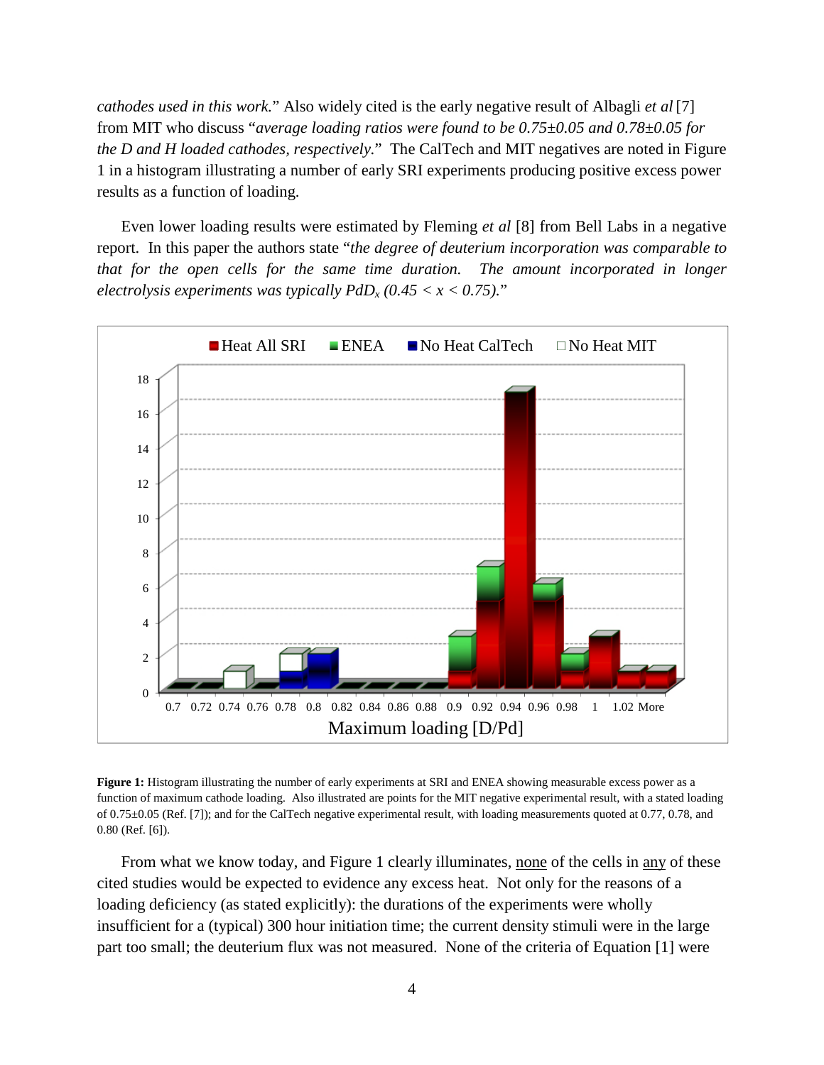*cathodes used in this work.*" Also widely cited is the early negative result of Albagli *et al* [7] from MIT who discuss "*average loading ratios were found to be 0.75±0.05 and 0.78±0.05 for the D and H loaded cathodes, respectively.*" The CalTech and MIT negatives are noted in Figure 1 in a histogram illustrating a number of early SRI experiments producing positive excess power results as a function of loading.

Even lower loading results were estimated by Fleming *et al* [8] from Bell Labs in a negative report. In this paper the authors state "*the degree of deuterium incorporation was comparable to that for the open cells for the same time duration. The amount incorporated in longer electrolysis experiments was typically* $PdD_x$ *(*$0.45 < x < 0.75$*).*"

**Figure 1:** Histogram illustrating the number of early experiments at SRI and ENEA showing measurable excess power as a function of maximum cathode loading. Also illustrated are points for the MIT negative experimental result, with a stated loading of 0.75±0.05 (Ref. [7]); and for the CalTech negative experimental result, with loading measurements quoted at 0.77, 0.78, and 0.80 (Ref. [6]).

From what we know today, and Figure 1 clearly illuminates, none of the cells in any of these cited studies would be expected to evidence any excess heat. Not only for the reasons of a loading deficiency (as stated explicitly): the durations of the experiments were wholly insufficient for a (typical) 300 hour initiation time; the current density stimuli were in the large part too small; the deuterium flux was not measured. None of the criteria of Equation [1] were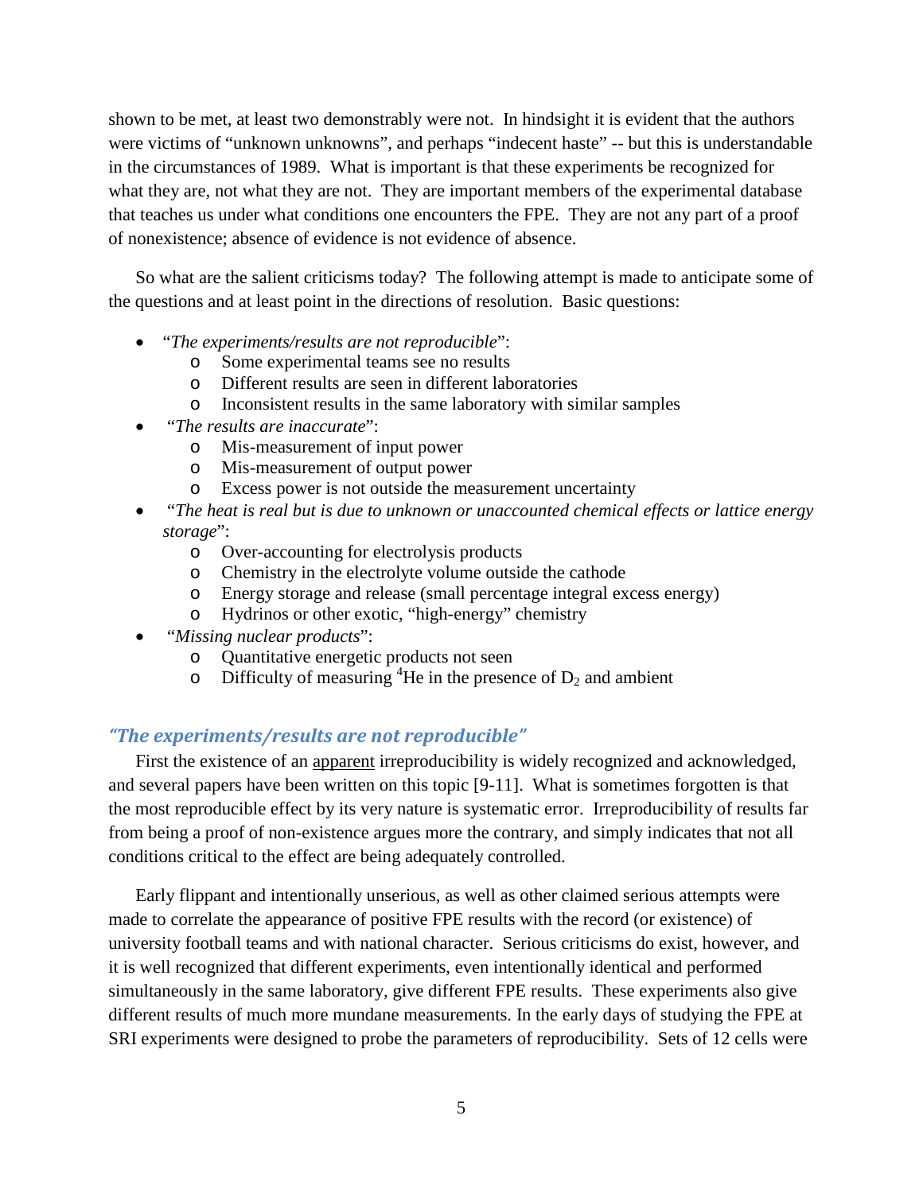shown to be met, at least two demonstrably were not. In hindsight it is evident that the authors were victims of "unknown unknowns", and perhaps "indecent haste" -- but this is understandable in the circumstances of 1989. What is important is that these experiments be recognized for what they are, not what they are not. They are important members of the experimental database that teaches us under what conditions one encounters the FPE. They are not any part of a proof of nonexistence; absence of evidence is not evidence of absence.

So what are the salient criticisms today? The following attempt is made to anticipate some of the questions and at least point in the directions of resolution. Basic questions:

- "*The experiments/results are not reproducible*":
  - Some experimental teams see no results
  - Different results are seen in different laboratories
  - Inconsistent results in the same laboratory with similar samples
- "*The results are inaccurate*":
  - Mis-measurement of input power
  - Mis-measurement of output power
  - Excess power is not outside the measurement uncertainty
- "*The heat is real but is due to unknown or unaccounted chemical effects or lattice energy storage*":
  - Over-accounting for electrolysis products
  - Chemistry in the electrolyte volume outside the cathode
  - Energy storage and release (small percentage integral excess energy)
  - Hydrinos or other exotic, "high-energy" chemistry
- "*Missing nuclear products*":
  - Quantitative energetic products not seen
  - Difficulty of measuring $^4He$ in the presence of $D_2$ and ambient

### *"The experiments/results are not reproducible"*

First the existence of an apparent irreproducibility is widely recognized and acknowledged, and several papers have been written on this topic [9-11]. What is sometimes forgotten is that the most reproducible effect by its very nature is systematic error. Irreproducibility of results far from being a proof of non-existence argues more the contrary, and simply indicates that not all conditions critical to the effect are being adequately controlled.

Early flippant and intentionally unserious, as well as other claimed serious attempts were made to correlate the appearance of positive FPE results with the record (or existence) of university football teams and with national character. Serious criticisms do exist, however, and it is well recognized that different experiments, even intentionally identical and performed simultaneously in the same laboratory, give different FPE results. These experiments also give different results of much more mundane measurements. In the early days of studying the FPE at SRI experiments were designed to probe the parameters of reproducibility. Sets of 12 cells were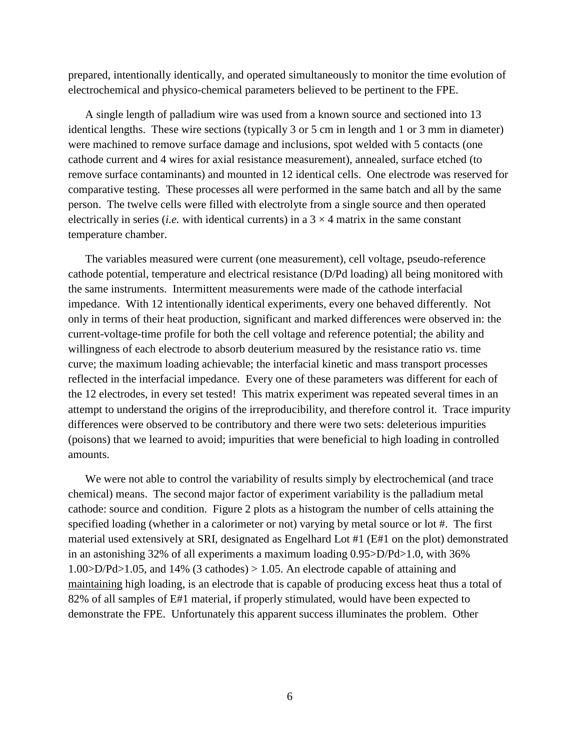prepared, intentionally identically, and operated simultaneously to monitor the time evolution of electrochemical and physico-chemical parameters believed to be pertinent to the FPE.

A single length of palladium wire was used from a known source and sectioned into 13 identical lengths. These wire sections (typically 3 or 5 cm in length and 1 or 3 mm in diameter) were machined to remove surface damage and inclusions, spot welded with 5 contacts (one cathode current and 4 wires for axial resistance measurement), annealed, surface etched (to remove surface contaminants) and mounted in 12 identical cells. One electrode was reserved for comparative testing. These processes all were performed in the same batch and all by the same person. The twelve cells were filled with electrolyte from a single source and then operated electrically in series (*i.e.* with identical currents) in a $3 \times 4$ matrix in the same constant temperature chamber.

The variables measured were current (one measurement), cell voltage, pseudo-reference cathode potential, temperature and electrical resistance (D/Pd loading) all being monitored with the same instruments. Intermittent measurements were made of the cathode interfacial impedance. With 12 intentionally identical experiments, every one behaved differently. Not only in terms of their heat production, significant and marked differences were observed in: the current-voltage-time profile for both the cell voltage and reference potential; the ability and willingness of each electrode to absorb deuterium measured by the resistance ratio *vs*. time curve; the maximum loading achievable; the interfacial kinetic and mass transport processes reflected in the interfacial impedance. Every one of these parameters was different for each of the 12 electrodes, in every set tested! This matrix experiment was repeated several times in an attempt to understand the origins of the irreproducibility, and therefore control it. Trace impurity differences were observed to be contributory and there were two sets: deleterious impurities (poisons) that we learned to avoid; impurities that were beneficial to high loading in controlled amounts.

We were not able to control the variability of results simply by electrochemical (and trace chemical) means. The second major factor of experiment variability is the palladium metal cathode: source and condition. Figure 2 plots as a histogram the number of cells attaining the specified loading (whether in a calorimeter or not) varying by metal source or lot #. The first material used extensively at SRI, designated as Engelhard Lot #1 (E#1 on the plot) demonstrated in an astonishing 32% of all experiments a maximum loading $0.95 > D/Pd > 1.0$, with 36% $1.00 > D/Pd > 1.05$, and 14% (3 cathodes) $> 1.05$. An electrode capable of attaining and <u>maintaining</u> high loading, is an electrode that is capable of producing excess heat thus a total of 82% of all samples of E#1 material, if properly stimulated, would have been expected to demonstrate the FPE. Unfortunately this apparent success illuminates the problem. Other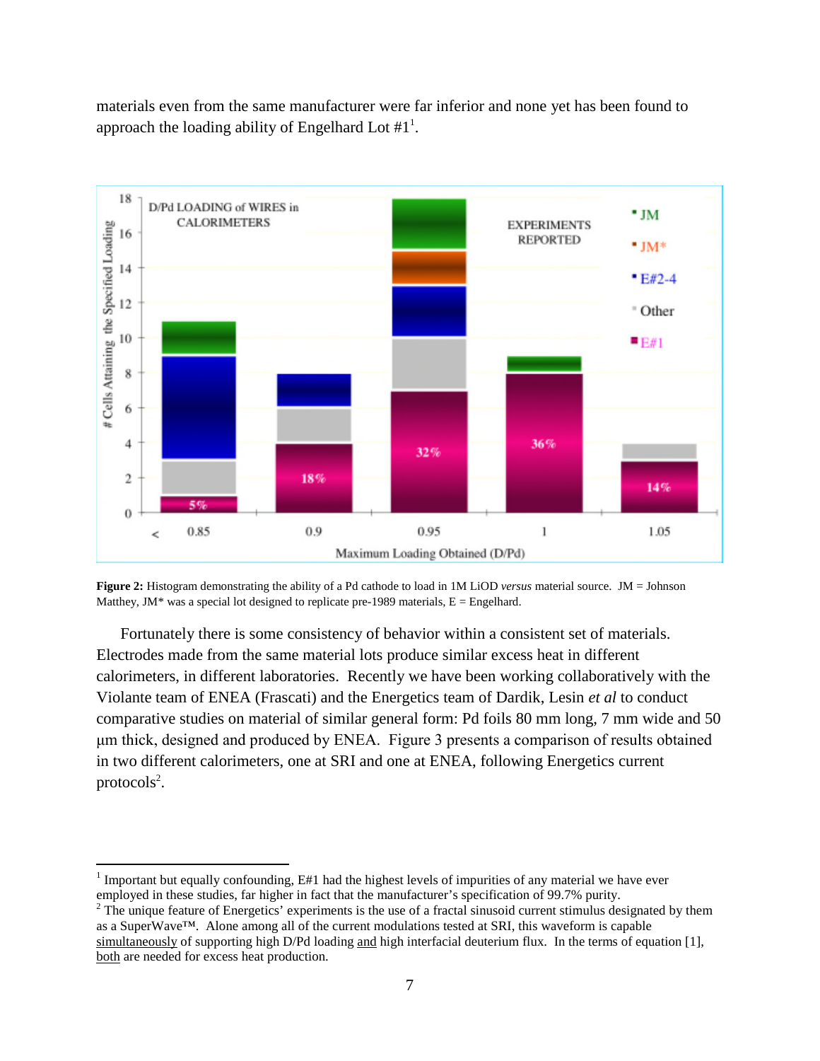materials even from the same manufacturer were far inferior and none yet has been found to approach the loading ability of Engelhard Lot #1[1].

**Figure 2:** Histogram demonstrating the ability of a Pd cathode to load in 1M LiOD *versus* material source. JM = Johnson Matthey, JM* was a special lot designed to replicate pre-1989 materials, E = Engelhard.

Fortunately there is some consistency of behavior within a consistent set of materials. Electrodes made from the same material lots produce similar excess heat in different calorimeters, in different laboratories. Recently we have been working collaboratively with the Violante team of ENEA (Frascati) and the Energetics team of Dardik, Lesin *et al* to conduct comparative studies on material of similar general form: Pd foils 80 mm long, 7 mm wide and 50 µm thick, designed and produced by ENEA. Figure 3 presents a comparison of results obtained in two different calorimeters, one at SRI and one at ENEA, following Energetics current protocols[2].

---

[1] Important but equally confounding, E#1 had the highest levels of impurities of any material we have ever employed in these studies, far higher in fact that the manufacturer's specification of 99.7% purity.

[2] The unique feature of Energetics' experiments is the use of a fractal sinusoid current stimulus designated by them as a SuperWave™. Alone among all of the current modulations tested at SRI, this waveform is capable <u>simultaneously</u> of supporting high D/Pd loading <u>and</u> high interfacial deuterium flux. In the terms of equation [1], <u>both</u> are needed for excess heat production.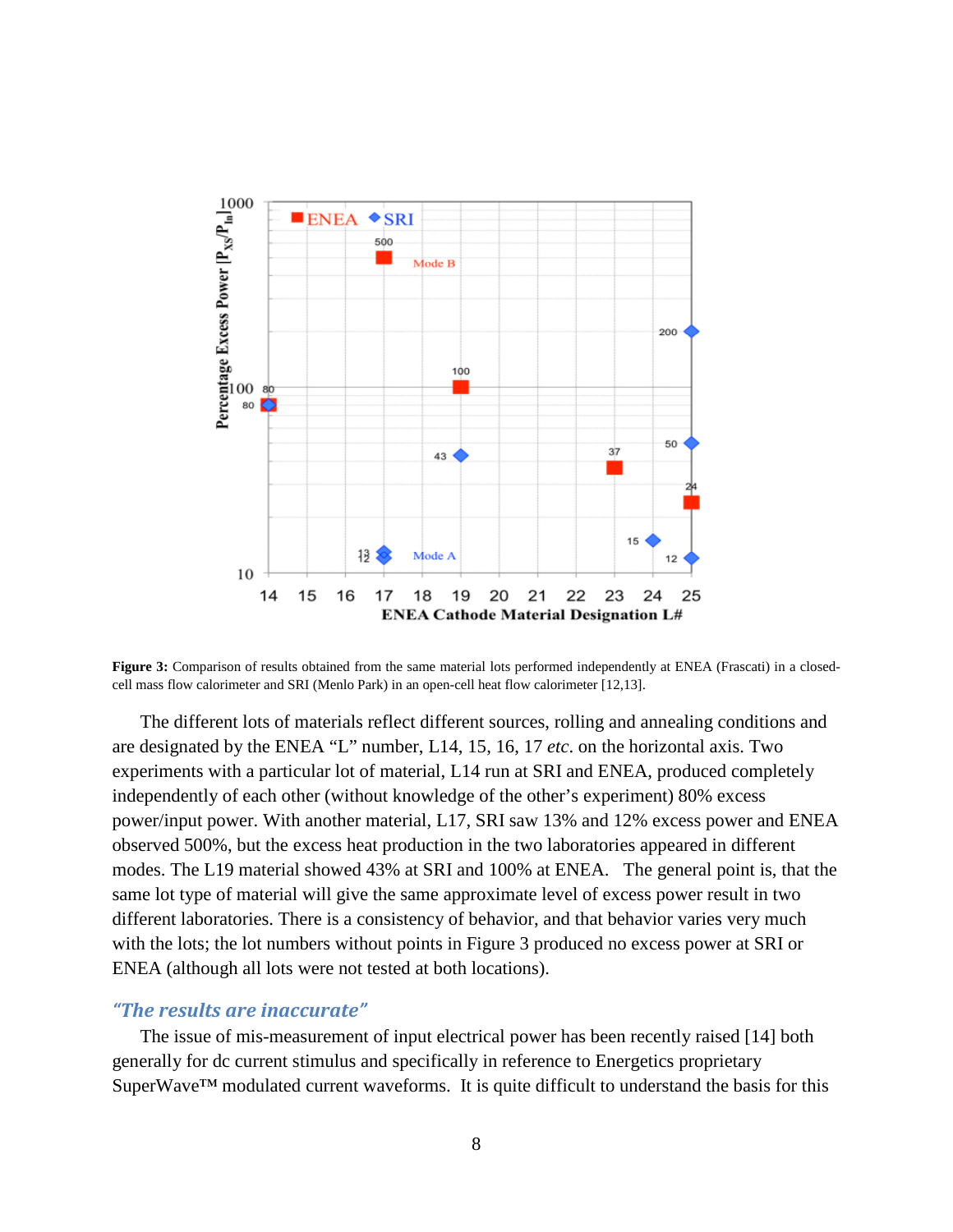**Figure 3:** Comparison of results obtained from the same material lots performed independently at ENEA (Frascati) in a closed-cell mass flow calorimeter and SRI (Menlo Park) in an open-cell heat flow calorimeter [12,13].

The different lots of materials reflect different sources, rolling and annealing conditions and are designated by the ENEA "L" number, L14, 15, 16, 17 *etc*. on the horizontal axis. Two experiments with a particular lot of material, L14 run at SRI and ENEA, produced completely independently of each other (without knowledge of the other's experiment) 80% excess power/input power. With another material, L17, SRI saw 13% and 12% excess power and ENEA observed 500%, but the excess heat production in the two laboratories appeared in different modes. The L19 material showed 43% at SRI and 100% at ENEA. The general point is, that the same lot type of material will give the same approximate level of excess power result in two different laboratories. There is a consistency of behavior, and that behavior varies very much with the lots; the lot numbers without points in Figure 3 produced no excess power at SRI or ENEA (although all lots were not tested at both locations).

### *"The results are inaccurate"*

The issue of mis-measurement of input electrical power has been recently raised [14] both generally for dc current stimulus and specifically in reference to Energetics proprietary SuperWave™ modulated current waveforms. It is quite difficult to understand the basis for this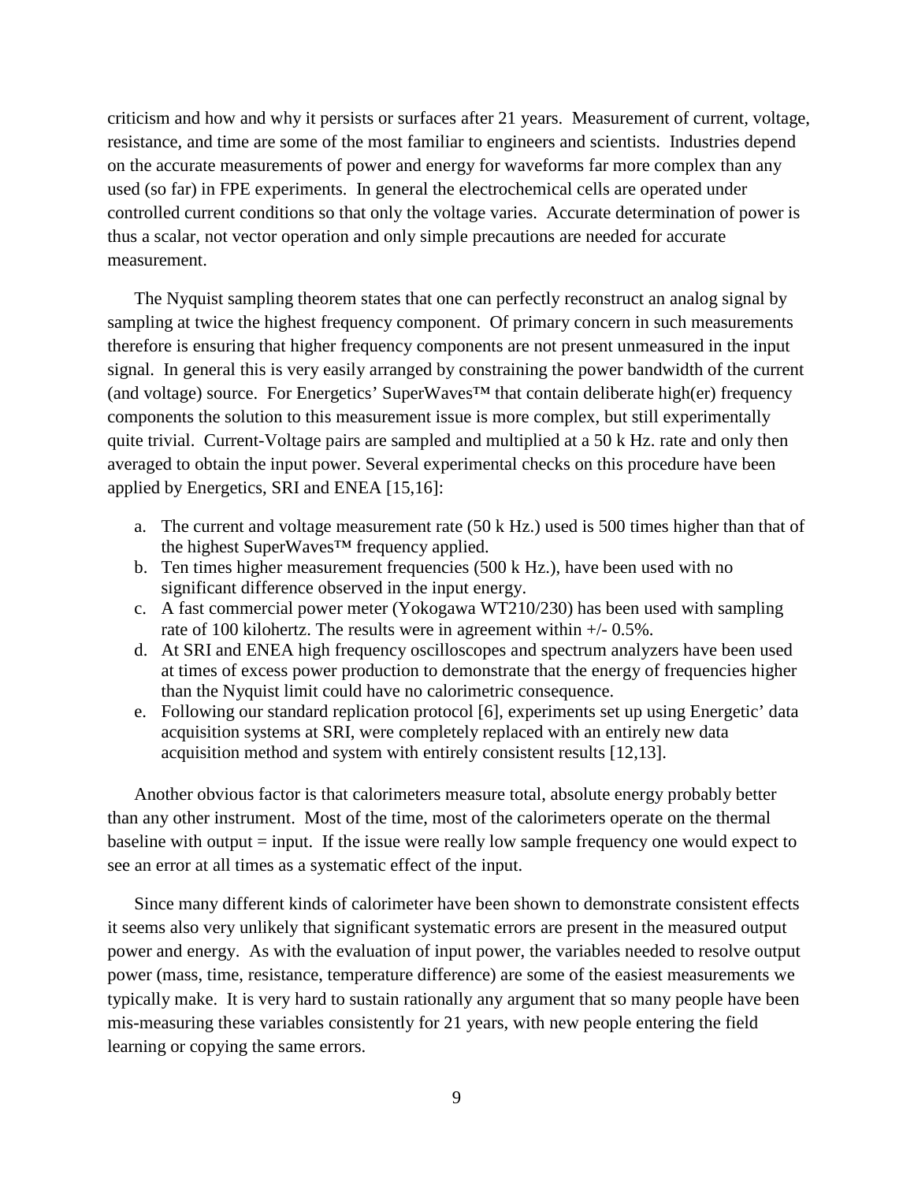criticism and how and why it persists or surfaces after 21 years. Measurement of current, voltage, resistance, and time are some of the most familiar to engineers and scientists. Industries depend on the accurate measurements of power and energy for waveforms far more complex than any used (so far) in FPE experiments. In general the electrochemical cells are operated under controlled current conditions so that only the voltage varies. Accurate determination of power is thus a scalar, not vector operation and only simple precautions are needed for accurate measurement.

The Nyquist sampling theorem states that one can perfectly reconstruct an analog signal by sampling at twice the highest frequency component. Of primary concern in such measurements therefore is ensuring that higher frequency components are not present unmeasured in the input signal. In general this is very easily arranged by constraining the power bandwidth of the current (and voltage) source. For Energetics' SuperWaves™ that contain deliberate high(er) frequency components the solution to this measurement issue is more complex, but still experimentally quite trivial. Current-Voltage pairs are sampled and multiplied at a 50 k Hz. rate and only then averaged to obtain the input power. Several experimental checks on this procedure have been applied by Energetics, SRI and ENEA [15,16]:

a. The current and voltage measurement rate (50 k Hz.) used is 500 times higher than that of the highest SuperWaves™ frequency applied.
b. Ten times higher measurement frequencies (500 k Hz.), have been used with no significant difference observed in the input energy.
c. A fast commercial power meter (Yokogawa WT210/230) has been used with sampling rate of 100 kilohertz. The results were in agreement within +/- 0.5%.
d. At SRI and ENEA high frequency oscilloscopes and spectrum analyzers have been used at times of excess power production to demonstrate that the energy of frequencies higher than the Nyquist limit could have no calorimetric consequence.
e. Following our standard replication protocol [6], experiments set up using Energetic' data acquisition systems at SRI, were completely replaced with an entirely new data acquisition method and system with entirely consistent results [12,13].

Another obvious factor is that calorimeters measure total, absolute energy probably better than any other instrument. Most of the time, most of the calorimeters operate on the thermal baseline with output = input. If the issue were really low sample frequency one would expect to see an error at all times as a systematic effect of the input.

Since many different kinds of calorimeter have been shown to demonstrate consistent effects it seems also very unlikely that significant systematic errors are present in the measured output power and energy. As with the evaluation of input power, the variables needed to resolve output power (mass, time, resistance, temperature difference) are some of the easiest measurements we typically make. It is very hard to sustain rationally any argument that so many people have been mis-measuring these variables consistently for 21 years, with new people entering the field learning or copying the same errors.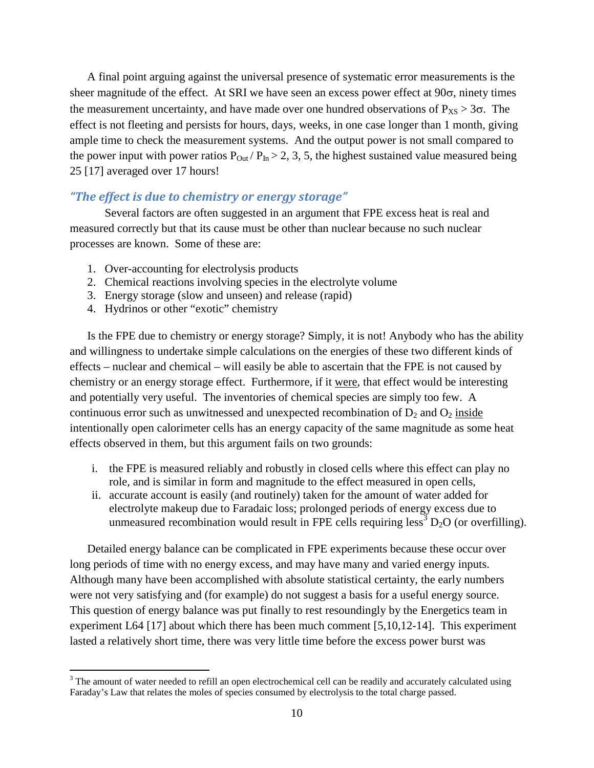A final point arguing against the universal presence of systematic error measurements is the sheer magnitude of the effect. At SRI we have seen an excess power effect at $90\sigma$, ninety times the measurement uncertainty, and have made over one hundred observations of $P_{XS} > 3\sigma$. The effect is not fleeting and persists for hours, days, weeks, in one case longer than 1 month, giving ample time to check the measurement systems. And the output power is not small compared to the power input with power ratios $P_{Out} / P_{In} > 2, 3, 5$, the highest sustained value measured being 25 [17] averaged over 17 hours!

### *"The effect is due to chemistry or energy storage"*

Several factors are often suggested in an argument that FPE excess heat is real and measured correctly but that its cause must be other than nuclear because no such nuclear processes are known. Some of these are:

1. Over-accounting for electrolysis products
2. Chemical reactions involving species in the electrolyte volume
3. Energy storage (slow and unseen) and release (rapid)
4. Hydrinos or other "exotic" chemistry

Is the FPE due to chemistry or energy storage? Simply, it is not! Anybody who has the ability and willingness to undertake simple calculations on the energies of these two different kinds of effects – nuclear and chemical – will easily be able to ascertain that the FPE is not caused by chemistry or an energy storage effect. Furthermore, if it <u>were</u>, that effect would be interesting and potentially very useful. The inventories of chemical species are simply too few. A continuous error such as unwitnessed and unexpected recombination of $D_2$ and $O_2$ <u>inside</u> intentionally open calorimeter cells has an energy capacity of the same magnitude as some heat effects observed in them, but this argument fails on two grounds:

i. the FPE is measured reliably and robustly in closed cells where this effect can play no role, and is similar in form and magnitude to the effect measured in open cells,
ii. accurate account is easily (and routinely) taken for the amount of water added for electrolyte makeup due to Faradaic loss; prolonged periods of energy excess due to unmeasured recombination would result in FPE cells requiring less[3] $D_2O$ (or overfilling).

Detailed energy balance can be complicated in FPE experiments because these occur over long periods of time with no energy excess, and may have many and varied energy inputs. Although many have been accomplished with absolute statistical certainty, the early numbers were not very satisfying and (for example) do not suggest a basis for a useful energy source. This question of energy balance was put finally to rest resoundingly by the Energetics team in experiment L64 [17] about which there has been much comment [5,10,12-14]. This experiment lasted a relatively short time, there was very little time before the excess power burst was

[3] The amount of water needed to refill an open electrochemical cell can be readily and accurately calculated using Faraday's Law that relates the moles of species consumed by electrolysis to the total charge passed.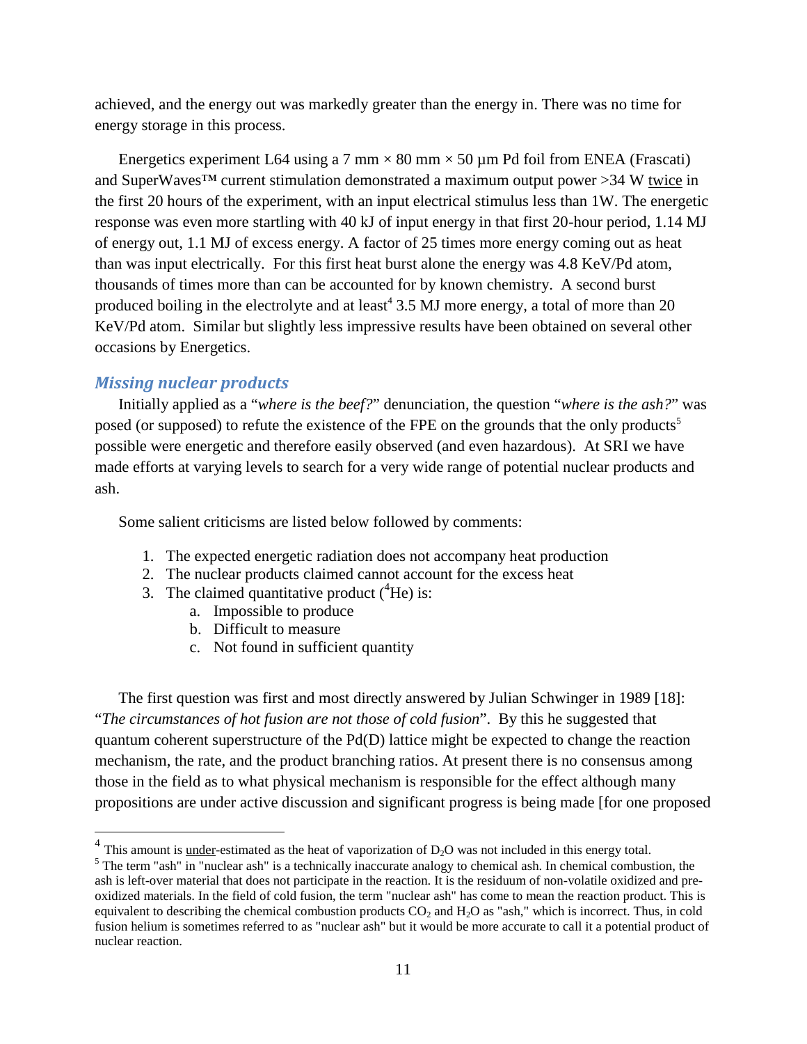achieved, and the energy out was markedly greater than the energy in. There was no time for energy storage in this process.

Energetics experiment L64 using a 7 mm × 80 mm × 50 µm Pd foil from ENEA (Frascati) and SuperWaves™ current stimulation demonstrated a maximum output power >34 W twice in the first 20 hours of the experiment, with an input electrical stimulus less than 1W. The energetic response was even more startling with 40 kJ of input energy in that first 20-hour period, 1.14 MJ of energy out, 1.1 MJ of excess energy. A factor of 25 times more energy coming out as heat than was input electrically. For this first heat burst alone the energy was 4.8 KeV/Pd atom, thousands of times more than can be accounted for by known chemistry. A second burst produced boiling in the electrolyte and at least[4] 3.5 MJ more energy, a total of more than 20 KeV/Pd atom. Similar but slightly less impressive results have been obtained on several other occasions by Energetics.

### *Missing nuclear products*

Initially applied as a "*where is the beef?*" denunciation, the question "*where is the ash?*" was posed (or supposed) to refute the existence of the FPE on the grounds that the only products[5] possible were energetic and therefore easily observed (and even hazardous). At SRI we have made efforts at varying levels to search for a very wide range of potential nuclear products and ash.

Some salient criticisms are listed below followed by comments:

1. The expected energetic radiation does not accompany heat production
2. The nuclear products claimed cannot account for the excess heat
3. The claimed quantitative product ($^4$He) is:
   a. Impossible to produce
   b. Difficult to measure
   c. Not found in sufficient quantity

The first question was first and most directly answered by Julian Schwinger in 1989 [18]: "*The circumstances of hot fusion are not those of cold fusion*". By this he suggested that quantum coherent superstructure of the Pd(D) lattice might be expected to change the reaction mechanism, the rate, and the product branching ratios. At present there is no consensus among those in the field as to what physical mechanism is responsible for the effect although many propositions are under active discussion and significant progress is being made [for one proposed

---

[4] This amount is under-estimated as the heat of vaporization of $D_2O$ was not included in this energy total.

[5] The term "ash" in "nuclear ash" is a technically inaccurate analogy to chemical ash. In chemical combustion, the ash is left-over material that does not participate in the reaction. It is the residuum of non-volatile oxidized and pre-oxidized materials. In the field of cold fusion, the term "nuclear ash" has come to mean the reaction product. This is equivalent to describing the chemical combustion products $CO_2$ and $H_2O$ as "ash," which is incorrect. Thus, in cold fusion helium is sometimes referred to as "nuclear ash" but it would be more accurate to call it a potential product of nuclear reaction.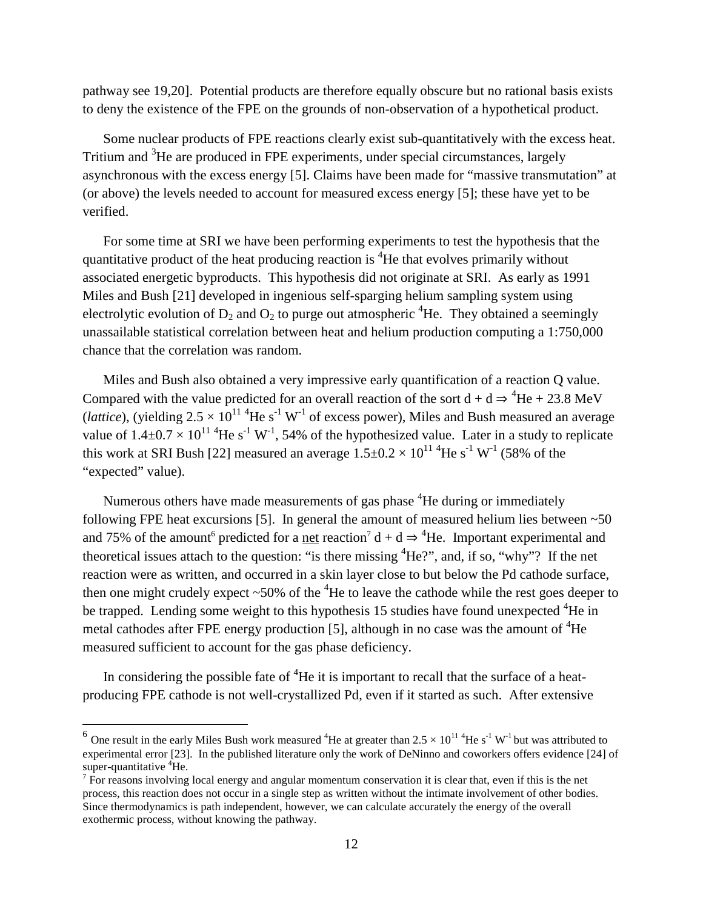pathway see 19,20]. Potential products are therefore equally obscure but no rational basis exists to deny the existence of the FPE on the grounds of non-observation of a hypothetical product.

Some nuclear products of FPE reactions clearly exist sub-quantitatively with the excess heat. Tritium and $^3$He are produced in FPE experiments, under special circumstances, largely asynchronous with the excess energy [5]. Claims have been made for "massive transmutation" at (or above) the levels needed to account for measured excess energy [5]; these have yet to be verified.

For some time at SRI we have been performing experiments to test the hypothesis that the quantitative product of the heat producing reaction is $^4$He that evolves primarily without associated energetic byproducts. This hypothesis did not originate at SRI. As early as 1991 Miles and Bush [21] developed in ingenious self-sparging helium sampling system using electrolytic evolution of $D_2$ and $O_2$ to purge out atmospheric $^4$He. They obtained a seemingly unassailable statistical correlation between heat and helium production computing a 1:750,000 chance that the correlation was random.

Miles and Bush also obtained a very impressive early quantification of a reaction Q value. Compared with the value predicted for an overall reaction of the sort $d + d \Rightarrow {}^4He + 23.8$ MeV (*lattice*), (yielding $2.5 \times 10^{11}$ $^4$He s$^{-1}$ W$^{-1}$ of excess power), Miles and Bush measured an average value of $1.4 \pm 0.7 \times 10^{11}$ $^4$He s$^{-1}$ W$^{-1}$, 54% of the hypothesized value. Later in a study to replicate this work at SRI Bush [22] measured an average $1.5 \pm 0.2 \times 10^{11}$ $^4$He s$^{-1}$ W$^{-1}$ (58% of the "expected" value).

Numerous others have made measurements of gas phase $^4$He during or immediately following FPE heat excursions [5]. In general the amount of measured helium lies between ~50 and 75% of the amount[6] predicted for a <u>net</u> reaction[7] $d + d \Rightarrow {}^4He$. Important experimental and theoretical issues attach to the question: "is there missing $^4$He?", and, if so, "why"? If the net reaction were as written, and occurred in a skin layer close to but below the Pd cathode surface, then one might crudely expect ~50% of the $^4$He to leave the cathode while the rest goes deeper to be trapped. Lending some weight to this hypothesis 15 studies have found unexpected $^4$He in metal cathodes after FPE energy production [5], although in no case was the amount of $^4$He measured sufficient to account for the gas phase deficiency.

In considering the possible fate of $^4$He it is important to recall that the surface of a heat-producing FPE cathode is not well-crystallized Pd, even if it started as such. After extensive

[6] One result in the early Miles Bush work measured $^4$He at greater than $2.5 \times 10^{11}$ $^4$He s$^{-1}$ W$^{-1}$ but was attributed to experimental error [23]. In the published literature only the work of DeNinno and coworkers offers evidence [24] of super-quantitative $^4$He.

[7] For reasons involving local energy and angular momentum conservation it is clear that, even if this is the net process, this reaction does not occur in a single step as written without the intimate involvement of other bodies. Since thermodynamics is path independent, however, we can calculate accurately the energy of the overall exothermic process, without knowing the pathway.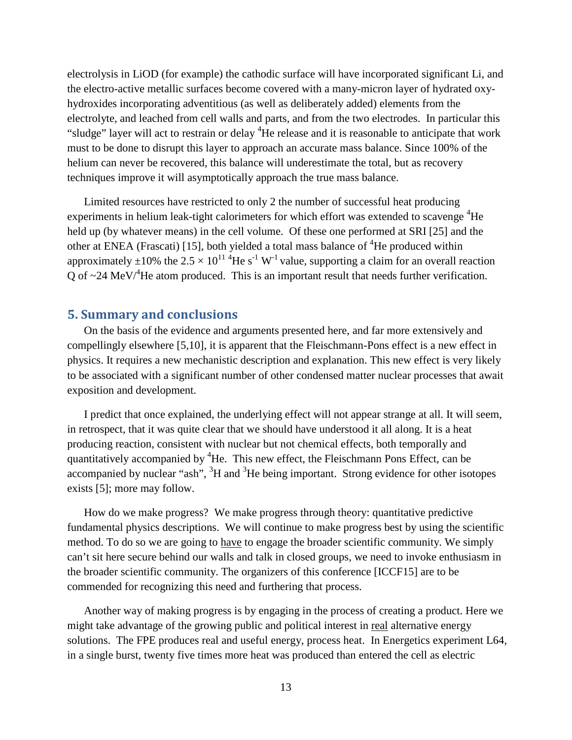electrolysis in LiOD (for example) the cathodic surface will have incorporated significant Li, and the electro-active metallic surfaces become covered with a many-micron layer of hydrated oxy-hydroxides incorporating adventitious (as well as deliberately added) elements from the electrolyte, and leached from cell walls and parts, and from the two electrodes. In particular this "sludge" layer will act to restrain or delay $^4$He release and it is reasonable to anticipate that work must to be done to disrupt this layer to approach an accurate mass balance. Since 100% of the helium can never be recovered, this balance will underestimate the total, but as recovery techniques improve it will asymptotically approach the true mass balance.

Limited resources have restricted to only 2 the number of successful heat producing experiments in helium leak-tight calorimeters for which effort was extended to scavenge $^4$He held up (by whatever means) in the cell volume. Of these one performed at SRI [25] and the other at ENEA (Frascati) [15], both yielded a total mass balance of $^4$He produced within approximately $\pm$10% the $2.5 \times 10^{11}$ $^4$He s$^{-1}$ W$^{-1}$ value, supporting a claim for an overall reaction Q of ~24 MeV/$^4$He atom produced. This is an important result that needs further verification.

## 5. Summary and conclusions

On the basis of the evidence and arguments presented here, and far more extensively and compellingly elsewhere [5,10], it is apparent that the Fleischmann-Pons effect is a new effect in physics. It requires a new mechanistic description and explanation. This new effect is very likely to be associated with a significant number of other condensed matter nuclear processes that await exposition and development.

I predict that once explained, the underlying effect will not appear strange at all. It will seem, in retrospect, that it was quite clear that we should have understood it all along. It is a heat producing reaction, consistent with nuclear but not chemical effects, both temporally and quantitatively accompanied by $^4$He. This new effect, the Fleischmann Pons Effect, can be accompanied by nuclear "ash", $^3$H and $^3$He being important. Strong evidence for other isotopes exists [5]; more may follow.

How do we make progress? We make progress through theory: quantitative predictive fundamental physics descriptions. We will continue to make progress best by using the scientific method. To do so we are going to <u>have</u> to engage the broader scientific community. We simply can't sit here secure behind our walls and talk in closed groups, we need to invoke enthusiasm in the broader scientific community. The organizers of this conference [ICCF15] are to be commended for recognizing this need and furthering that process.

Another way of making progress is by engaging in the process of creating a product. Here we might take advantage of the growing public and political interest in <u>real</u> alternative energy solutions. The FPE produces real and useful energy, process heat. In Energetics experiment L64, in a single burst, twenty five times more heat was produced than entered the cell as electric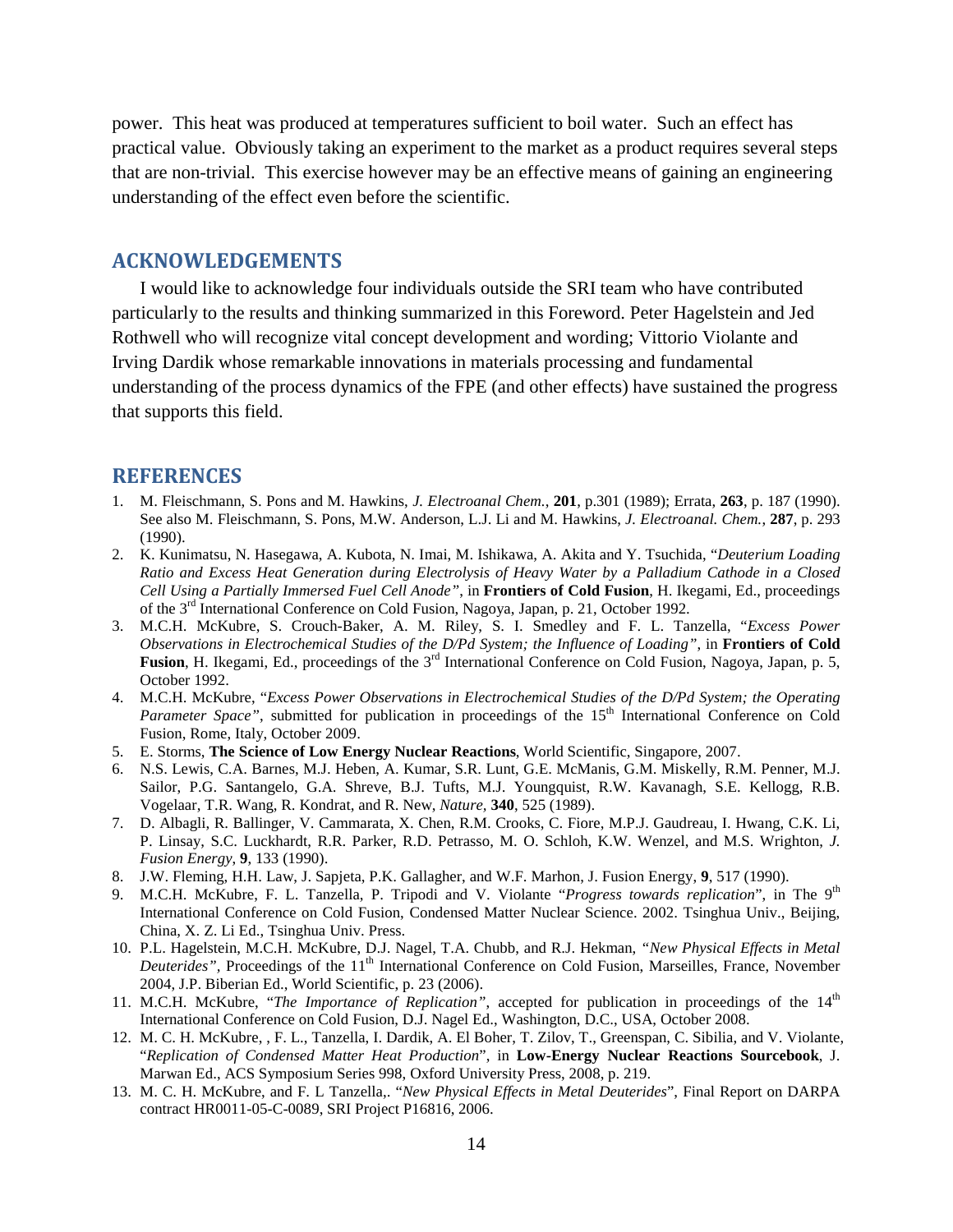power. This heat was produced at temperatures sufficient to boil water. Such an effect has practical value. Obviously taking an experiment to the market as a product requires several steps that are non-trivial. This exercise however may be an effective means of gaining an engineering understanding of the effect even before the scientific.

## ACKNOWLEDGEMENTS

I would like to acknowledge four individuals outside the SRI team who have contributed particularly to the results and thinking summarized in this Foreword. Peter Hagelstein and Jed Rothwell who will recognize vital concept development and wording; Vittorio Violante and Irving Dardik whose remarkable innovations in materials processing and fundamental understanding of the process dynamics of the FPE (and other effects) have sustained the progress that supports this field.

## REFERENCES

1. M. Fleischmann, S. Pons and M. Hawkins, *J. Electroanal Chem.*, **201**, p.301 (1989); Errata, **263**, p. 187 (1990). See also M. Fleischmann, S. Pons, M.W. Anderson, L.J. Li and M. Hawkins, *J. Electroanal. Chem.*, **287**, p. 293 (1990).
2. K. Kunimatsu, N. Hasegawa, A. Kubota, N. Imai, M. Ishikawa, A. Akita and Y. Tsuchida, "*Deuterium Loading Ratio and Excess Heat Generation during Electrolysis of Heavy Water by a Palladium Cathode in a Closed Cell Using a Partially Immersed Fuel Cell Anode*", in **Frontiers of Cold Fusion**, H. Ikegami, Ed., proceedings of the 3rd International Conference on Cold Fusion, Nagoya, Japan, p. 21, October 1992.
3. M.C.H. McKubre, S. Crouch-Baker, A. M. Riley, S. I. Smedley and F. L. Tanzella, "*Excess Power Observations in Electrochemical Studies of the D/Pd System; the Influence of Loading*", in **Frontiers of Cold Fusion**, H. Ikegami, Ed., proceedings of the 3rd International Conference on Cold Fusion, Nagoya, Japan, p. 5, October 1992.
4. M.C.H. McKubre, "*Excess Power Observations in Electrochemical Studies of the D/Pd System; the Operating Parameter Space*", submitted for publication in proceedings of the 15th International Conference on Cold Fusion, Rome, Italy, October 2009.
5. E. Storms, **The Science of Low Energy Nuclear Reactions**, World Scientific, Singapore, 2007.
6. N.S. Lewis, C.A. Barnes, M.J. Heben, A. Kumar, S.R. Lunt, G.E. McManis, G.M. Miskelly, R.M. Penner, M.J. Sailor, P.G. Santangelo, G.A. Shreve, B.J. Tufts, M.J. Youngquist, R.W. Kavanagh, S.E. Kellogg, R.B. Vogelaar, T.R. Wang, R. Kondrat, and R. New, *Nature*, **340**, 525 (1989).
7. D. Albagli, R. Ballinger, V. Cammarata, X. Chen, R.M. Crooks, C. Fiore, M.P.J. Gaudreau, I. Hwang, C.K. Li, P. Linsay, S.C. Luckhardt, R.R. Parker, R.D. Petrasso, M. O. Schloh, K.W. Wenzel, and M.S. Wrighton, *J. Fusion Energy*, **9**, 133 (1990).
8. J.W. Fleming, H.H. Law, J. Sapjeta, P.K. Gallagher, and W.F. Marhon, J. Fusion Energy, **9**, 517 (1990).
9. M.C.H. McKubre, F. L. Tanzella, P. Tripodi and V. Violante "*Progress towards replication*", in The 9th International Conference on Cold Fusion, Condensed Matter Nuclear Science. 2002. Tsinghua Univ., Beijing, China, X. Z. Li Ed., Tsinghua Univ. Press.
10. P.L. Hagelstein, M.C.H. McKubre, D.J. Nagel, T.A. Chubb, and R.J. Hekman, "*New Physical Effects in Metal Deuterides*", Proceedings of the 11th International Conference on Cold Fusion, Marseilles, France, November 2004, J.P. Biberian Ed., World Scientific, p. 23 (2006).
11. M.C.H. McKubre, "*The Importance of Replication*", accepted for publication in proceedings of the 14th International Conference on Cold Fusion, D.J. Nagel Ed., Washington, D.C., USA, October 2008.
12. M. C. H. McKubre, , F. L., Tanzella, I. Dardik, A. El Boher, T. Zilov, T., Greenspan, C. Sibilia, and V. Violante, "*Replication of Condensed Matter Heat Production*", in **Low-Energy Nuclear Reactions Sourcebook**, J. Marwan Ed., ACS Symposium Series 998, Oxford University Press, 2008, p. 219.
13. M. C. H. McKubre, and F. L Tanzella,. "*New Physical Effects in Metal Deuterides*", Final Report on DARPA contract HR0011-05-C-0089, SRI Project P16816, 2006.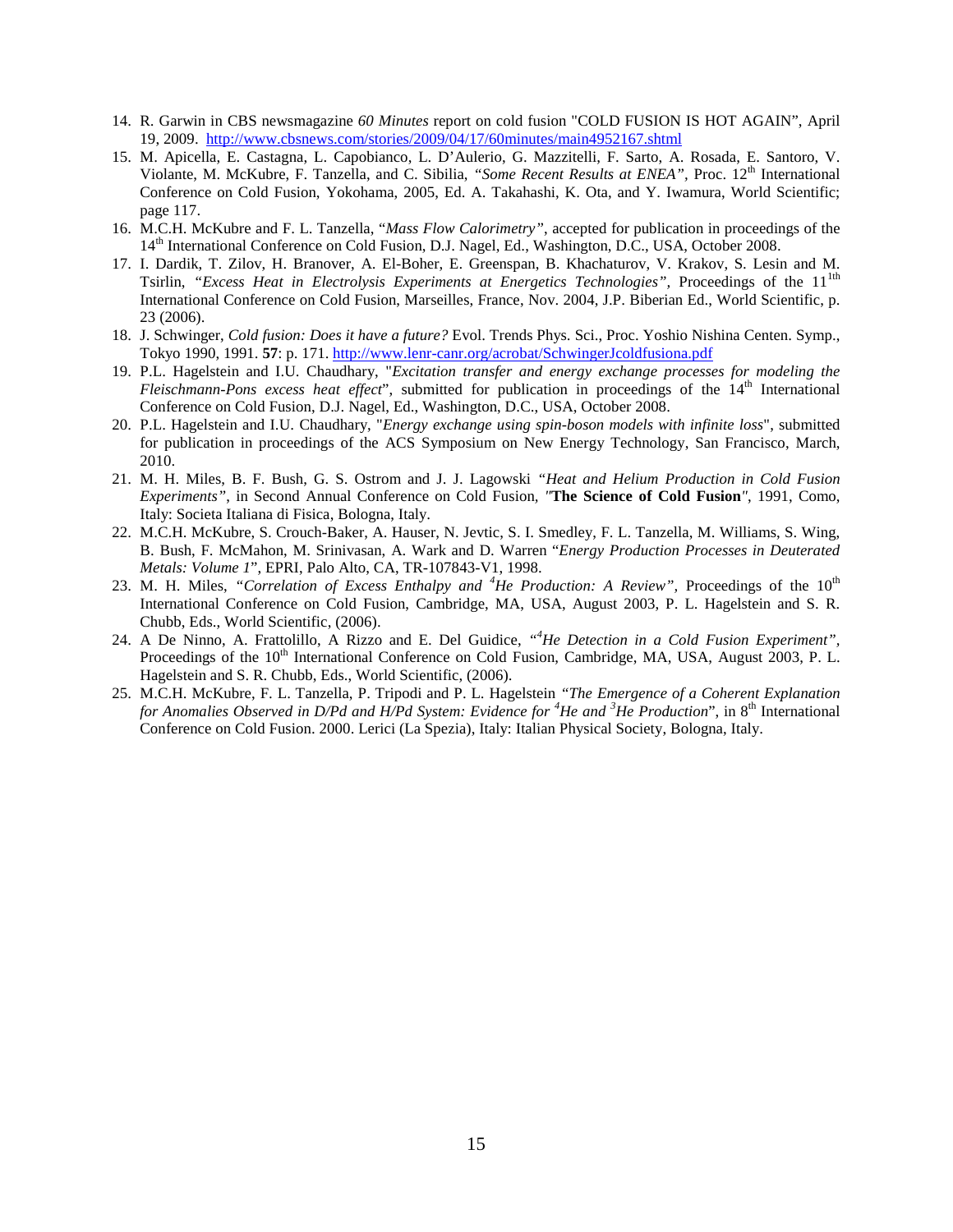14. R. Garwin in CBS newsmagazine *60 Minutes* report on cold fusion "COLD FUSION IS HOT AGAIN", April 19, 2009. http://www.cbsnews.com/stories/2009/04/17/60minutes/main4952167.shtml
15. M. Apicella, E. Castagna, L. Capobianco, L. D'Aulerio, G. Mazzitelli, F. Sarto, A. Rosada, E. Santoro, V. Violante, M. McKubre, F. Tanzella, and C. Sibilia, *"Some Recent Results at ENEA"*, Proc. 12th International Conference on Cold Fusion, Yokohama, 2005, Ed. A. Takahashi, K. Ota, and Y. Iwamura, World Scientific; page 117.
16. M.C.H. McKubre and F. L. Tanzella, "*Mass Flow Calorimetry"*, accepted for publication in proceedings of the 14th International Conference on Cold Fusion, D.J. Nagel, Ed., Washington, D.C., USA, October 2008.
17. I. Dardik, T. Zilov, H. Branover, A. El-Boher, E. Greenspan, B. Khachaturov, V. Krakov, S. Lesin and M. Tsirlin, *"Excess Heat in Electrolysis Experiments at Energetics Technologies"*, Proceedings of the 11th International Conference on Cold Fusion, Marseilles, France, Nov. 2004, J.P. Biberian Ed., World Scientific, p. 23 (2006).
18. J. Schwinger, *Cold fusion: Does it have a future?* Evol. Trends Phys. Sci., Proc. Yoshio Nishina Centen. Symp., Tokyo 1990, 1991. **57**: p. 171. http://www.lenr-canr.org/acrobat/SchwingerJcoldfusiona.pdf
19. P.L. Hagelstein and I.U. Chaudhary, "*Excitation transfer and energy exchange processes for modeling the Fleischmann-Pons excess heat effect*", submitted for publication in proceedings of the 14th International Conference on Cold Fusion, D.J. Nagel, Ed., Washington, D.C., USA, October 2008.
20. P.L. Hagelstein and I.U. Chaudhary, "*Energy exchange using spin-boson models with infinite loss*", submitted for publication in proceedings of the ACS Symposium on New Energy Technology, San Francisco, March, 2010.
21. M. H. Miles, B. F. Bush, G. S. Ostrom and J. J. Lagowski *"Heat and Helium Production in Cold Fusion Experiments"*, in Second Annual Conference on Cold Fusion, "**The Science of Cold Fusion**", 1991, Como, Italy: Societa Italiana di Fisica, Bologna, Italy.
22. M.C.H. McKubre, S. Crouch-Baker, A. Hauser, N. Jevtic, S. I. Smedley, F. L. Tanzella, M. Williams, S. Wing, B. Bush, F. McMahon, M. Srinivasan, A. Wark and D. Warren "*Energy Production Processes in Deuterated Metals: Volume 1*", EPRI, Palo Alto, CA, TR-107843-V1, 1998.
23. M. H. Miles, *"Correlation of Excess Enthalpy and $^4$He Production: A Review"*, Proceedings of the 10th International Conference on Cold Fusion, Cambridge, MA, USA, August 2003, P. L. Hagelstein and S. R. Chubb, Eds., World Scientific, (2006).
24. A De Ninno, A. Frattolillo, A Rizzo and E. Del Guidice, *"$^4$He Detection in a Cold Fusion Experiment"*, Proceedings of the 10th International Conference on Cold Fusion, Cambridge, MA, USA, August 2003, P. L. Hagelstein and S. R. Chubb, Eds., World Scientific, (2006).
25. M.C.H. McKubre, F. L. Tanzella, P. Tripodi and P. L. Hagelstein *"The Emergence of a Coherent Explanation for Anomalies Observed in D/Pd and H/Pd System: Evidence for $^4$He and $^3$He Production*", in 8th International Conference on Cold Fusion. 2000. Lerici (La Spezia), Italy: Italian Physical Society, Bologna, Italy.